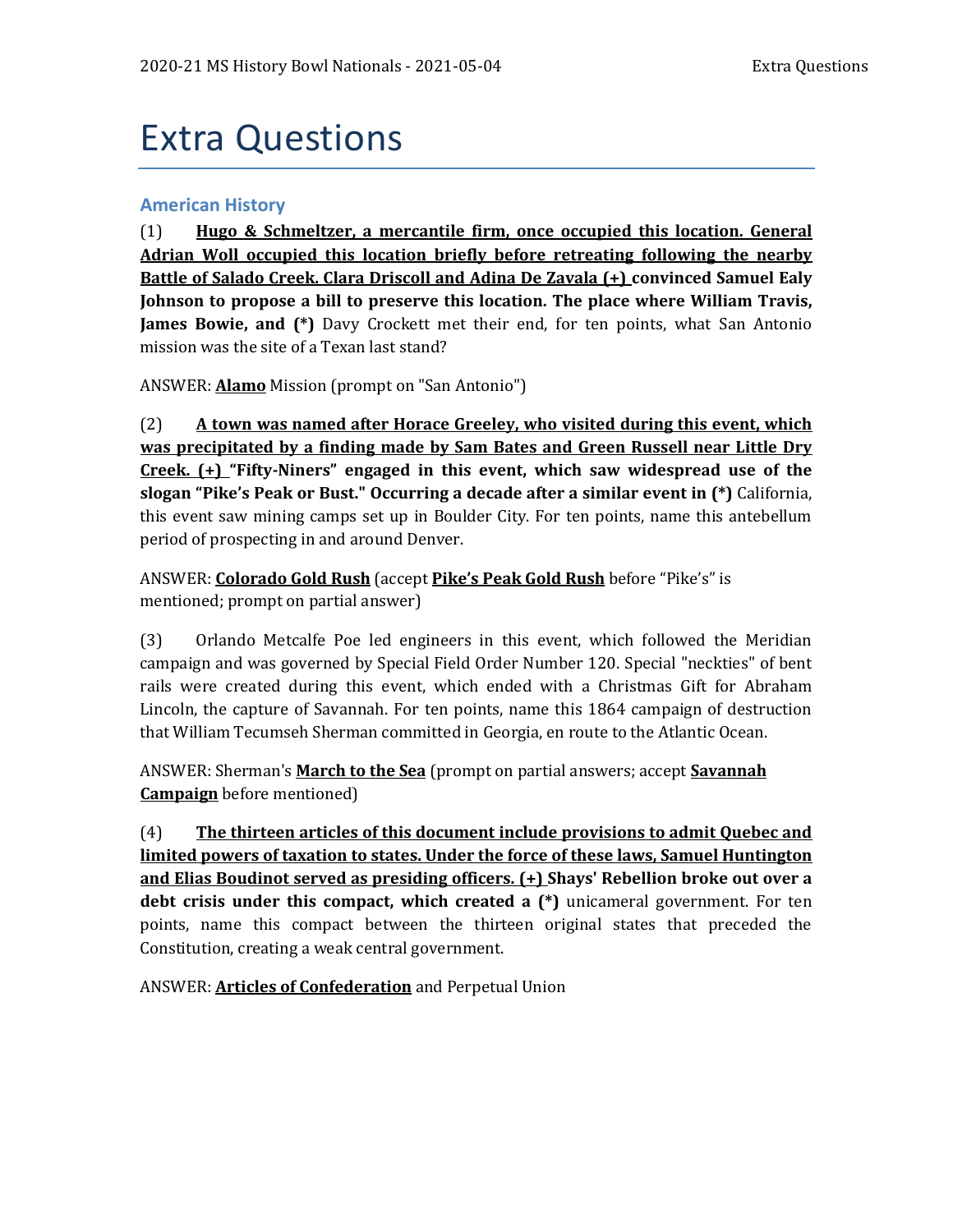# Extra Questions

## American History

(1) <u>**Hugo & Schmeltzer, a mercantile firm, once occupied this location. General Adrian Woll occupied this location briefly before retreating following the nearby Battle of Salado Creek. Clara Driscoll and Adina De Zavala (+)**</u> **convinced Samuel Ealy Johnson to propose a bill to preserve this location. The place where William Travis, James Bowie, and (\*)** Davy Crockett met their end, for ten points, what San Antonio mission was the site of a Texan last stand?

ANSWER: <u>**Alamo**</u> Mission (prompt on "San Antonio")

(2) <u>**A town was named after Horace Greeley, who visited during this event, which was precipitated by a finding made by Sam Bates and Green Russell near Little Dry Creek. (+)**</u> **"Fifty-Niners" engaged in this event, which saw widespread use of the slogan "Pike's Peak or Bust." Occurring a decade after a similar event in (\*)** California, this event saw mining camps set up in Boulder City. For ten points, name this antebellum period of prospecting in and around Denver.

ANSWER: <u>**Colorado Gold Rush**</u> (accept <u>**Pike's Peak Gold Rush**</u> before "Pike's" is mentioned; prompt on partial answer)

(3) Orlando Metcalfe Poe led engineers in this event, which followed the Meridian campaign and was governed by Special Field Order Number 120. Special "neckties" of bent rails were created during this event, which ended with a Christmas Gift for Abraham Lincoln, the capture of Savannah. For ten points, name this 1864 campaign of destruction that William Tecumseh Sherman committed in Georgia, en route to the Atlantic Ocean.

ANSWER: Sherman's <u>**March to the Sea**</u> (prompt on partial answers; accept <u>**Savannah Campaign**</u> before mentioned)

(4) <u>**The thirteen articles of this document include provisions to admit Quebec and limited powers of taxation to states. Under the force of these laws, Samuel Huntington and Elias Boudinot served as presiding officers. (+)**</u> **Shays' Rebellion broke out over a debt crisis under this compact, which created a (\*)** unicameral government. For ten points, name this compact between the thirteen original states that preceded the Constitution, creating a weak central government.

ANSWER: <u>**Articles of Confederation**</u> and Perpetual Union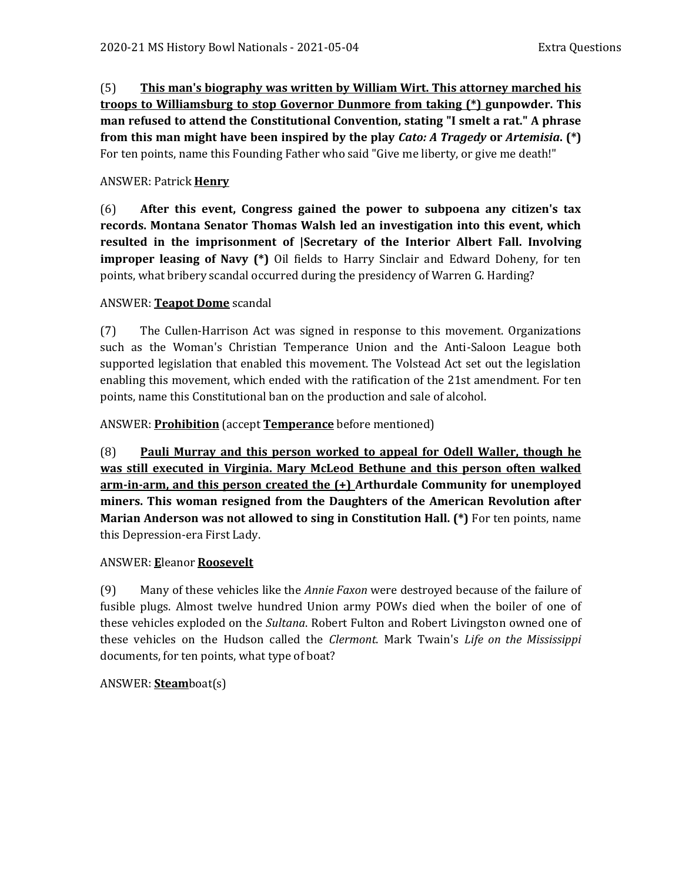(5) **<u>This man's biography was written by William Wirt. This attorney marched his troops to Williamsburg to stop Governor Dunmore from taking (*)</u> gunpowder. This man refused to attend the Constitutional Convention, stating "I smelt a rat." A phrase from this man might have been inspired by the play *Cato: A Tragedy* or *Artemisia*. (*)** For ten points, name this Founding Father who said "Give me liberty, or give me death!"

ANSWER: Patrick **<u>Henry</u>**

(6) **After this event, Congress gained the power to subpoena any citizen's tax records. Montana Senator Thomas Walsh led an investigation into this event, which resulted in the imprisonment of |Secretary of the Interior Albert Fall. Involving improper leasing of Navy (*)** Oil fields to Harry Sinclair and Edward Doheny, for ten points, what bribery scandal occurred during the presidency of Warren G. Harding?

ANSWER: **<u>Teapot Dome</u>** scandal

(7) The Cullen-Harrison Act was signed in response to this movement. Organizations such as the Woman's Christian Temperance Union and the Anti-Saloon League both supported legislation that enabled this movement. The Volstead Act set out the legislation enabling this movement, which ended with the ratification of the 21st amendment. For ten points, name this Constitutional ban on the production and sale of alcohol.

ANSWER: **<u>Prohibition</u>** (accept **<u>Temperance</u>** before mentioned)

(8) **<u>Pauli Murray and this person worked to appeal for Odell Waller, though he was still executed in Virginia. Mary McLeod Bethune and this person often walked arm-in-arm, and this person created the (+)</u> Arthurdale Community for unemployed miners. This woman resigned from the Daughters of the American Revolution after Marian Anderson was not allowed to sing in Constitution Hall. (*)** For ten points, name this Depression-era First Lady.

ANSWER: **<u>E</u>**leanor **<u>Roosevelt</u>**

(9) Many of these vehicles like the *Annie Faxon* were destroyed because of the failure of fusible plugs. Almost twelve hundred Union army POWs died when the boiler of one of these vehicles exploded on the *Sultana*. Robert Fulton and Robert Livingston owned one of these vehicles on the Hudson called the *Clermont*. Mark Twain's *Life on the Mississippi* documents, for ten points, what type of boat?

ANSWER: **<u>Steam</u>**boat(s)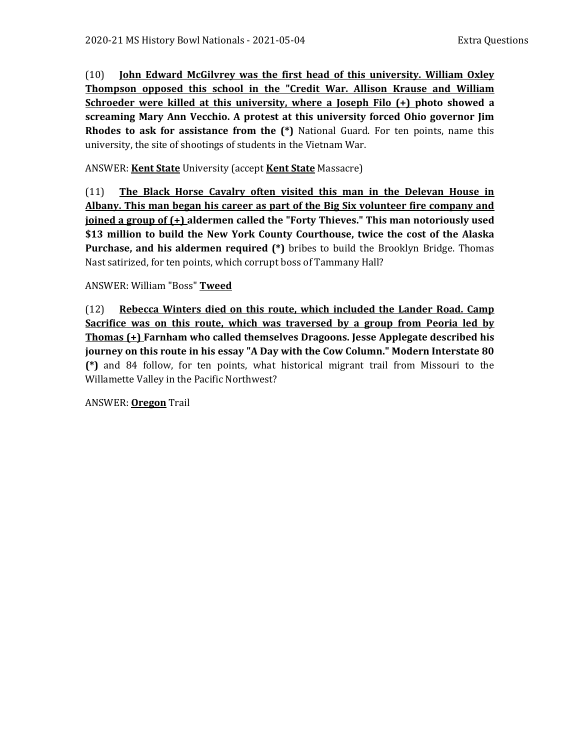(10) **<u>John Edward McGilvrey was the first head of this university. William Oxley Thompson opposed this school in the "Credit War. Allison Krause and William Schroeder were killed at this university, where a Joseph Filo (+)</u> photo showed a screaming Mary Ann Vecchio. A protest at this university forced Ohio governor Jim Rhodes to ask for assistance from the (*)** National Guard. For ten points, name this university, the site of shootings of students in the Vietnam War.

ANSWER: **<u>Kent State</u>** University (accept **<u>Kent State</u>** Massacre)

(11) **<u>The Black Horse Cavalry often visited this man in the Delevan House in Albany. This man began his career as part of the Big Six volunteer fire company and joined a group of (+)</u> aldermen called the "Forty Thieves." This man notoriously used $13 million to build the New York County Courthouse, twice the cost of the Alaska Purchase, and his aldermen required (*)** bribes to build the Brooklyn Bridge. Thomas Nast satirized, for ten points, which corrupt boss of Tammany Hall?

ANSWER: William "Boss" **<u>Tweed</u>**

(12) **<u>Rebecca Winters died on this route, which included the Lander Road. Camp Sacrifice was on this route, which was traversed by a group from Peoria led by Thomas (+)</u> Farnham who called themselves Dragoons. Jesse Applegate described his journey on this route in his essay "A Day with the Cow Column." Modern Interstate 80 (*)** and 84 follow, for ten points, what historical migrant trail from Missouri to the Willamette Valley in the Pacific Northwest?

ANSWER: **<u>Oregon</u>** Trail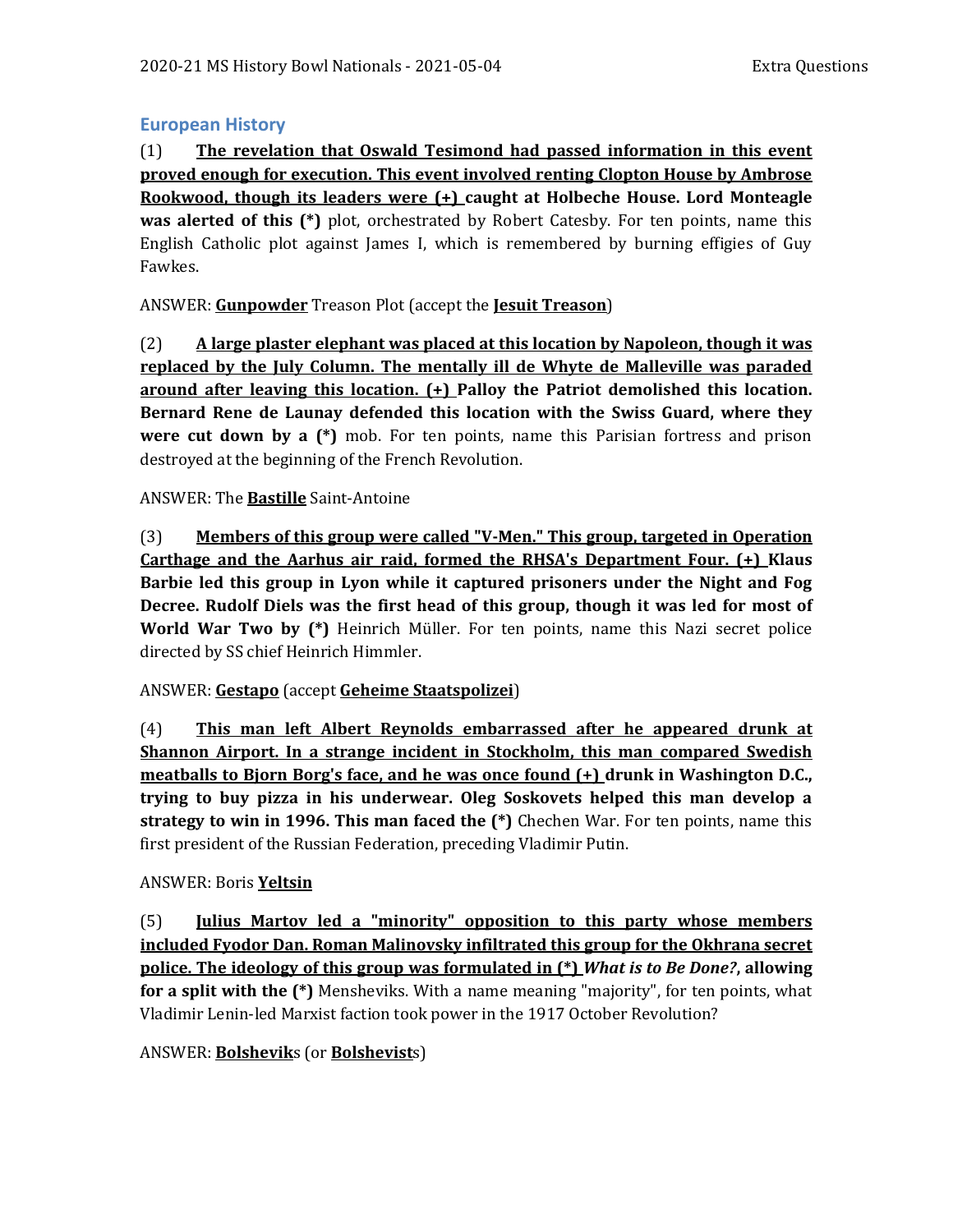## European History

(1) **<u>The revelation that Oswald Tesimond had passed information in this event proved enough for execution. This event involved renting Clopton House by Ambrose Rookwood, though its leaders were (+)</u> caught at Holbeche House. Lord Monteagle was alerted of this (*)** plot, orchestrated by Robert Catesby. For ten points, name this English Catholic plot against James I, which is remembered by burning effigies of Guy Fawkes.

ANSWER: **<u>Gunpowder</u>** Treason Plot (accept the **<u>Jesuit Treason</u>**)

(2) **<u>A large plaster elephant was placed at this location by Napoleon, though it was replaced by the July Column. The mentally ill de Whyte de Malleville was paraded around after leaving this location. (+)</u> Palloy the Patriot demolished this location. Bernard Rene de Launay defended this location with the Swiss Guard, where they were cut down by a (*)** mob. For ten points, name this Parisian fortress and prison destroyed at the beginning of the French Revolution.

ANSWER: The **<u>Bastille</u>** Saint-Antoine

(3) **<u>Members of this group were called "V-Men." This group, targeted in Operation Carthage and the Aarhus air raid, formed the RHSA's Department Four. (+)</u> Klaus Barbie led this group in Lyon while it captured prisoners under the Night and Fog Decree. Rudolf Diels was the first head of this group, though it was led for most of World War Two by (*)** Heinrich Müller. For ten points, name this Nazi secret police directed by SS chief Heinrich Himmler.

ANSWER: **<u>Gestapo</u>** (accept **<u>Geheime Staatspolizei</u>**)

(4) **<u>This man left Albert Reynolds embarrassed after he appeared drunk at Shannon Airport. In a strange incident in Stockholm, this man compared Swedish meatballs to Bjorn Borg's face, and he was once found (+)</u> drunk in Washington D.C., trying to buy pizza in his underwear. Oleg Soskovets helped this man develop a strategy to win in 1996. This man faced the (*)** Chechen War. For ten points, name this first president of the Russian Federation, preceding Vladimir Putin.

ANSWER: Boris **<u>Yeltsin</u>**

(5) **<u>Julius Martov led a "minority" opposition to this party whose members included Fyodor Dan. Roman Malinovsky infiltrated this group for the Okhrana secret police. The ideology of this group was formulated in (*)</u> *<u>What is to Be Done?</u>*, allowing for a split with the (*)** Mensheviks. With a name meaning "majority", for ten points, what Vladimir Lenin-led Marxist faction took power in the 1917 October Revolution?

ANSWER: **<u>Bolshevik</u>**s (or **<u>Bolshevist</u>**s)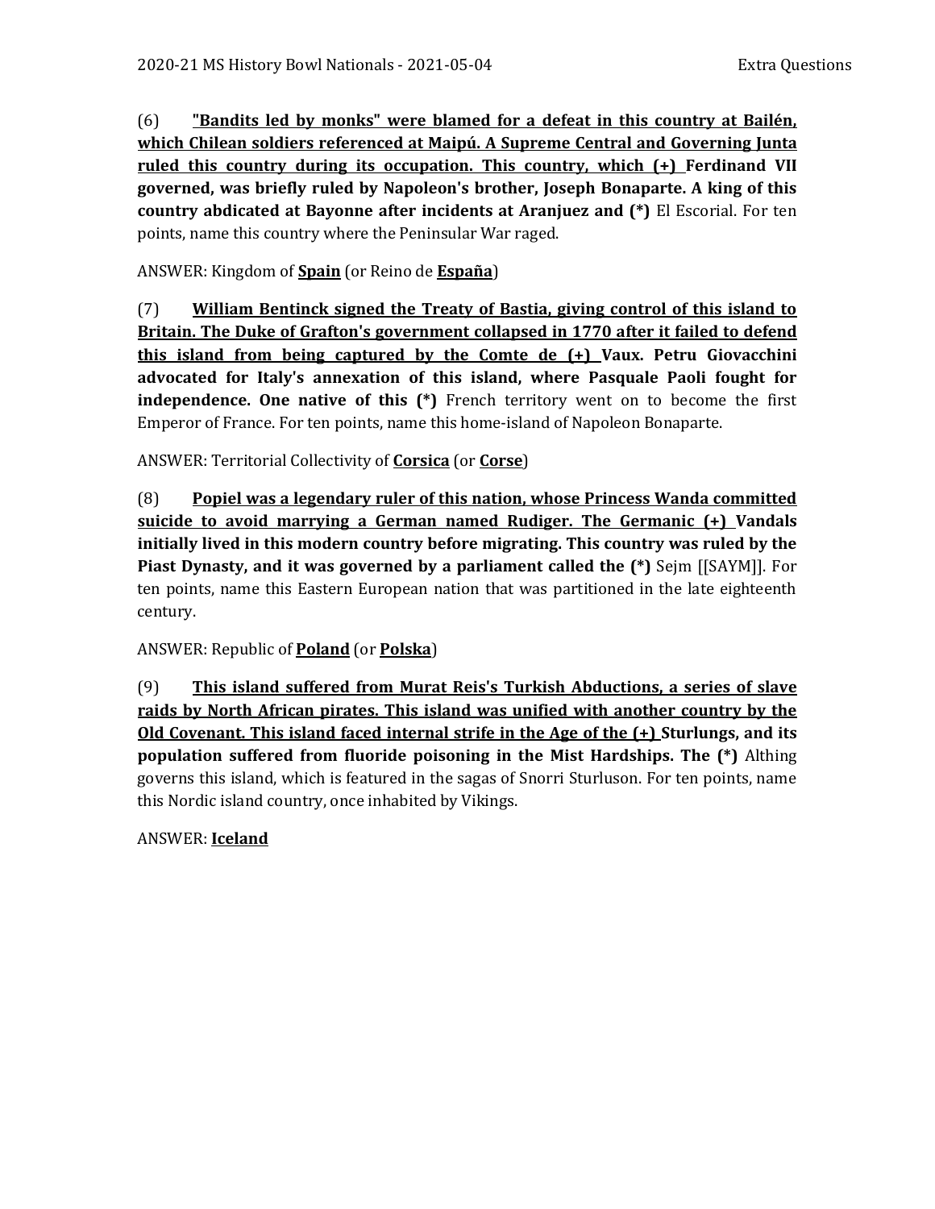(6) **"Bandits led by monks" were blamed for a defeat in this country at Bailén, which Chilean soldiers referenced at Maipú. A Supreme Central and Governing Junta ruled this country during its occupation. This country, which (+) Ferdinand VII governed, was briefly ruled by Napoleon's brother, Joseph Bonaparte. A king of this country abdicated at Bayonne after incidents at Aranjuez and (*)** El Escorial. For ten points, name this country where the Peninsular War raged.

ANSWER: Kingdom of **Spain** (or Reino de **España**)

(7) **William Bentinck signed the Treaty of Bastia, giving control of this island to Britain. The Duke of Grafton's government collapsed in 1770 after it failed to defend this island from being captured by the Comte de (+) Vaux. Petru Giovacchini advocated for Italy's annexation of this island, where Pasquale Paoli fought for independence. One native of this (*)** French territory went on to become the first Emperor of France. For ten points, name this home-island of Napoleon Bonaparte.

ANSWER: Territorial Collectivity of **Corsica** (or **Corse**)

(8) **Popiel was a legendary ruler of this nation, whose Princess Wanda committed suicide to avoid marrying a German named Rudiger. The Germanic (+) Vandals initially lived in this modern country before migrating. This country was ruled by the Piast Dynasty, and it was governed by a parliament called the (*)** Sejm [[SAYM]]. For ten points, name this Eastern European nation that was partitioned in the late eighteenth century.

ANSWER: Republic of **Poland** (or **Polska**)

(9) **This island suffered from Murat Reis's Turkish Abductions, a series of slave raids by North African pirates. This island was unified with another country by the Old Covenant. This island faced internal strife in the Age of the (+) Sturlungs, and its population suffered from fluoride poisoning in the Mist Hardships. The (*)** Althing governs this island, which is featured in the sagas of Snorri Sturluson. For ten points, name this Nordic island country, once inhabited by Vikings.

ANSWER: **Iceland**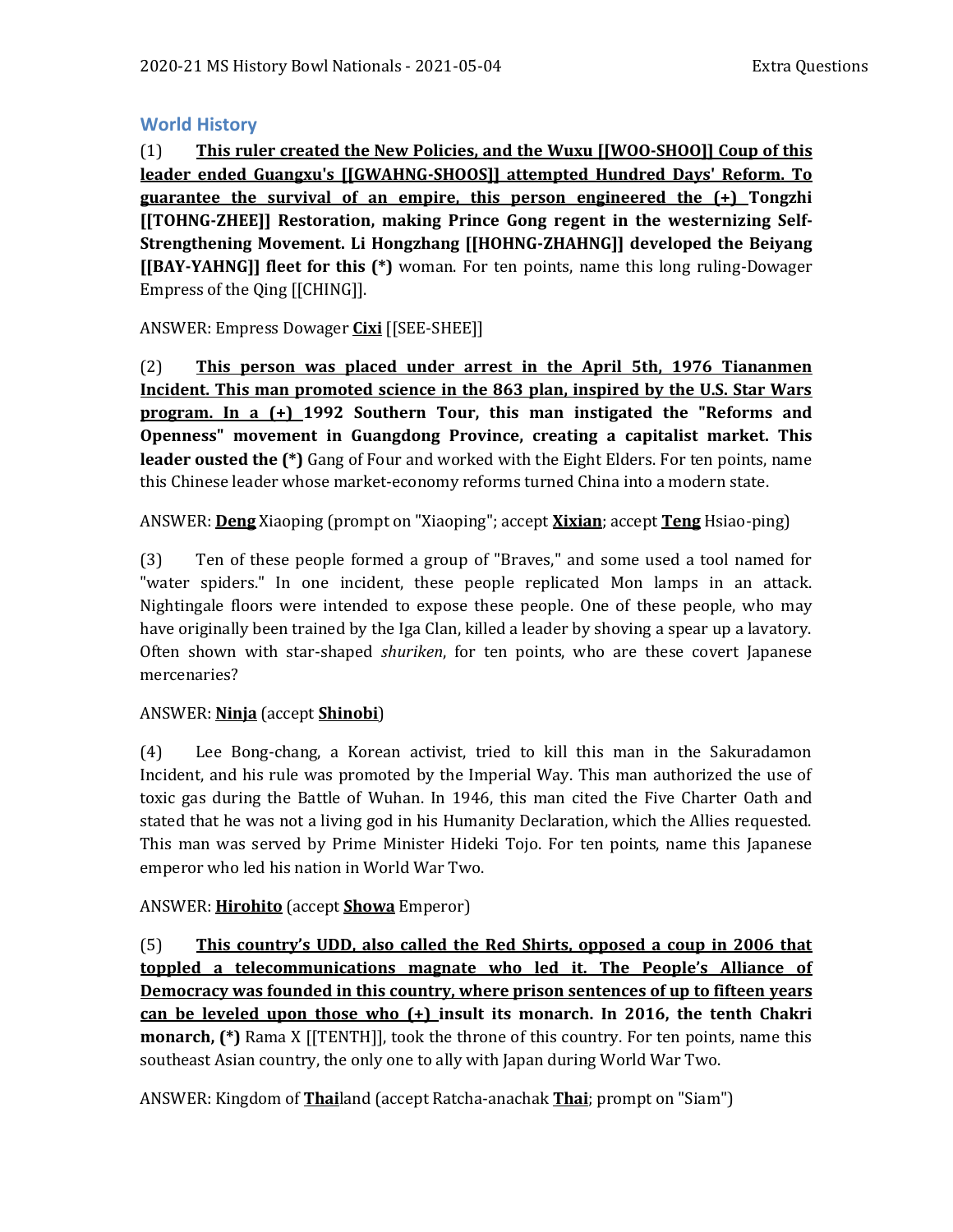## World History

(1) **<u>This ruler created the New Policies, and the Wuxu [[WOO-SHOO]] Coup of this leader ended Guangxu's [[GWAHNG-SHOOS]] attempted Hundred Days' Reform. To guarantee the survival of an empire, this person engineered the (+)</u> Tongzhi [[TOHNG-ZHEE]] Restoration, making Prince Gong regent in the westernizing Self-Strengthening Movement. Li Hongzhang [[HOHNG-ZHAHNG]] developed the Beiyang [[BAY-YAHNG]] fleet for this (\*)** woman. For ten points, name this long ruling-Dowager Empress of the Qing [[CHING]].

ANSWER: Empress Dowager **<u>Cixi</u>** [[SEE-SHEE]]

(2) **<u>This person was placed under arrest in the April 5th, 1976 Tiananmen Incident. This man promoted science in the 863 plan, inspired by the U.S. Star Wars program. In a (+)</u> 1992 Southern Tour, this man instigated the "Reforms and Openness" movement in Guangdong Province, creating a capitalist market. This leader ousted the (\*)** Gang of Four and worked with the Eight Elders. For ten points, name this Chinese leader whose market-economy reforms turned China into a modern state.

ANSWER: **<u>Deng</u>** Xiaoping (prompt on "Xiaoping"; accept **<u>Xixian</u>**; accept **<u>Teng</u>** Hsiao-ping)

(3) Ten of these people formed a group of "Braves," and some used a tool named for "water spiders." In one incident, these people replicated Mon lamps in an attack. Nightingale floors were intended to expose these people. One of these people, who may have originally been trained by the Iga Clan, killed a leader by shoving a spear up a lavatory. Often shown with star-shaped *shuriken*, for ten points, who are these covert Japanese mercenaries?

ANSWER: **<u>Ninja</u>** (accept **<u>Shinobi</u>**)

(4) Lee Bong-chang, a Korean activist, tried to kill this man in the Sakuradamon Incident, and his rule was promoted by the Imperial Way. This man authorized the use of toxic gas during the Battle of Wuhan. In 1946, this man cited the Five Charter Oath and stated that he was not a living god in his Humanity Declaration, which the Allies requested. This man was served by Prime Minister Hideki Tojo. For ten points, name this Japanese emperor who led his nation in World War Two.

ANSWER: **<u>Hirohito</u>** (accept **<u>Showa</u>** Emperor)

(5) **<u>This country's UDD, also called the Red Shirts, opposed a coup in 2006 that toppled a telecommunications magnate who led it. The People's Alliance of Democracy was founded in this country, where prison sentences of up to fifteen years can be leveled upon those who (+)</u> insult its monarch. In 2016, the tenth Chakri monarch, (\*)** Rama X [[TENTH]], took the throne of this country. For ten points, name this southeast Asian country, the only one to ally with Japan during World War Two.

ANSWER: Kingdom of **<u>Thai</u>**land (accept Ratcha-anachak **<u>Thai</u>**; prompt on "Siam")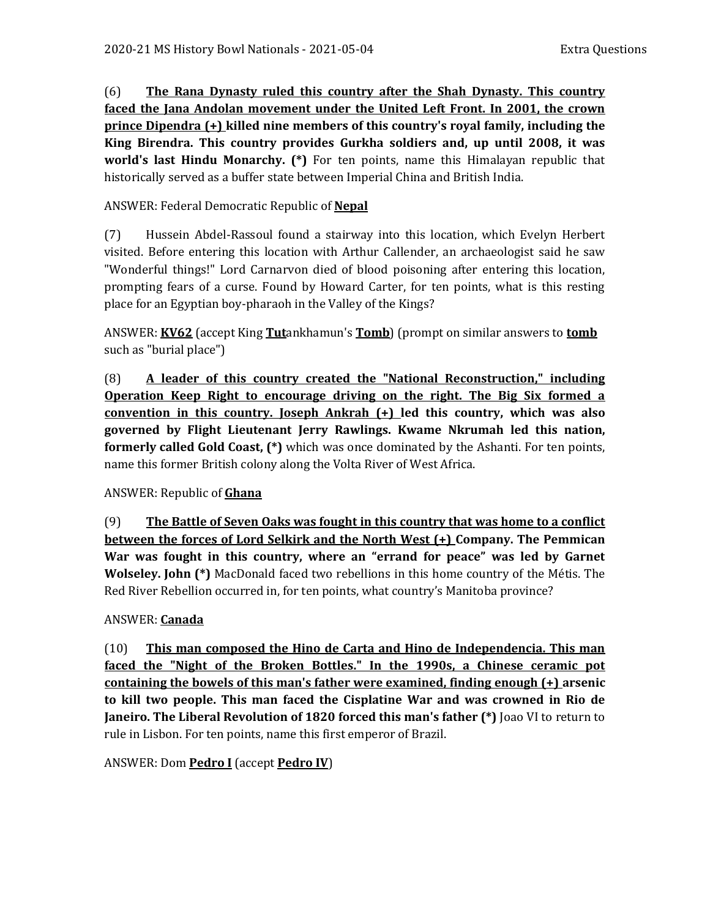(6) **<u>The Rana Dynasty ruled this country after the Shah Dynasty. This country faced the Jana Andolan movement under the United Left Front. In 2001, the crown prince Dipendra (+)</u> killed nine members of this country's royal family, including the King Birendra. This country provides Gurkha soldiers and, up until 2008, it was world's last Hindu Monarchy. (*)** For ten points, name this Himalayan republic that historically served as a buffer state between Imperial China and British India.

ANSWER: Federal Democratic Republic of **<u>Nepal</u>**

(7) Hussein Abdel-Rassoul found a stairway into this location, which Evelyn Herbert visited. Before entering this location with Arthur Callender, an archaeologist said he saw "Wonderful things!" Lord Carnarvon died of blood poisoning after entering this location, prompting fears of a curse. Found by Howard Carter, for ten points, what is this resting place for an Egyptian boy-pharaoh in the Valley of the Kings?

ANSWER: **<u>KV62</u>** (accept King **<u>Tut</u>**ankhamun's **<u>Tomb</u>**) (prompt on similar answers to **<u>tomb</u>** such as "burial place")

(8) **<u>A leader of this country created the "National Reconstruction," including Operation Keep Right to encourage driving on the right. The Big Six formed a convention in this country. Joseph Ankrah (+)</u> led this country, which was also governed by Flight Lieutenant Jerry Rawlings. Kwame Nkrumah led this nation, formerly called Gold Coast, (*)** which was once dominated by the Ashanti. For ten points, name this former British colony along the Volta River of West Africa.

ANSWER: Republic of **<u>Ghana</u>**

(9) **<u>The Battle of Seven Oaks was fought in this country that was home to a conflict between the forces of Lord Selkirk and the North West (+)</u> Company. The Pemmican War was fought in this country, where an "errand for peace" was led by Garnet Wolseley. John (*)** MacDonald faced two rebellions in this home country of the Métis. The Red River Rebellion occurred in, for ten points, what country's Manitoba province?

ANSWER: **<u>Canada</u>**

(10) **<u>This man composed the Hino de Carta and Hino de Independencia. This man faced the "Night of the Broken Bottles." In the 1990s, a Chinese ceramic pot containing the bowels of this man's father were examined, finding enough (+)</u> arsenic to kill two people. This man faced the Cisplatine War and was crowned in Rio de Janeiro. The Liberal Revolution of 1820 forced this man's father (*)** Joao VI to return to rule in Lisbon. For ten points, name this first emperor of Brazil.

ANSWER: Dom **<u>Pedro I</u>** (accept **<u>Pedro IV</u>**)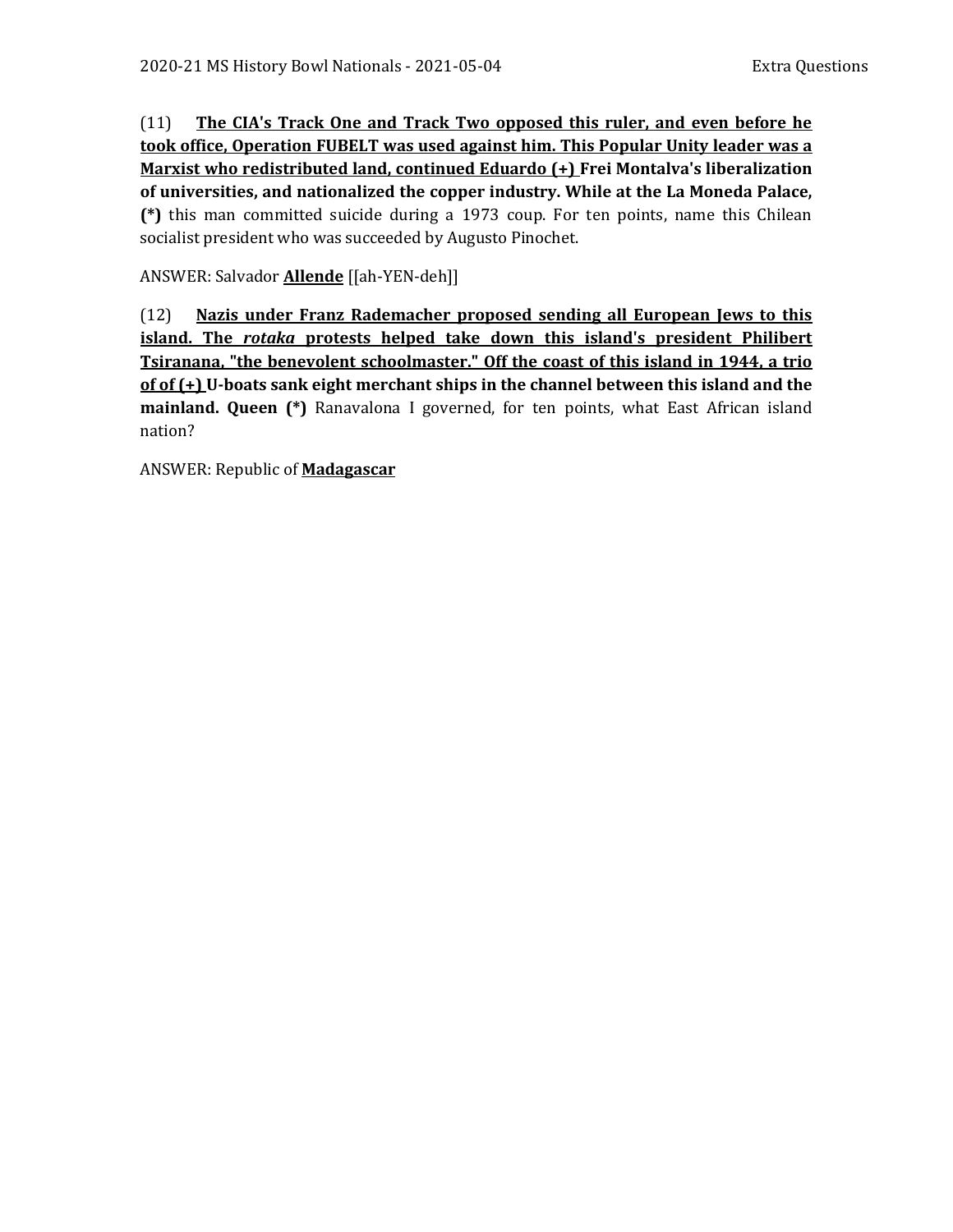(11) **<u>The CIA's Track One and Track Two opposed this ruler, and even before he took office, Operation FUBELT was used against him. This Popular Unity leader was a Marxist who redistributed land, continued Eduardo (+)</u> Frei Montalva's liberalization of universities, and nationalized the copper industry. While at the La Moneda Palace, (*)** this man committed suicide during a 1973 coup. For ten points, name this Chilean socialist president who was succeeded by Augusto Pinochet.

ANSWER: Salvador **<u>Allende</u>** [[ah-YEN-deh]]

(12) **<u>Nazis under Franz Rademacher proposed sending all European Jews to this island. The *rotaka* protests helped take down this island's president Philibert Tsiranana, "the benevolent schoolmaster." Off the coast of this island in 1944, a trio of of (+)</u> U-boats sank eight merchant ships in the channel between this island and the mainland. Queen (*)** Ranavalona I governed, for ten points, what East African island nation?

ANSWER: Republic of **<u>Madagascar</u>**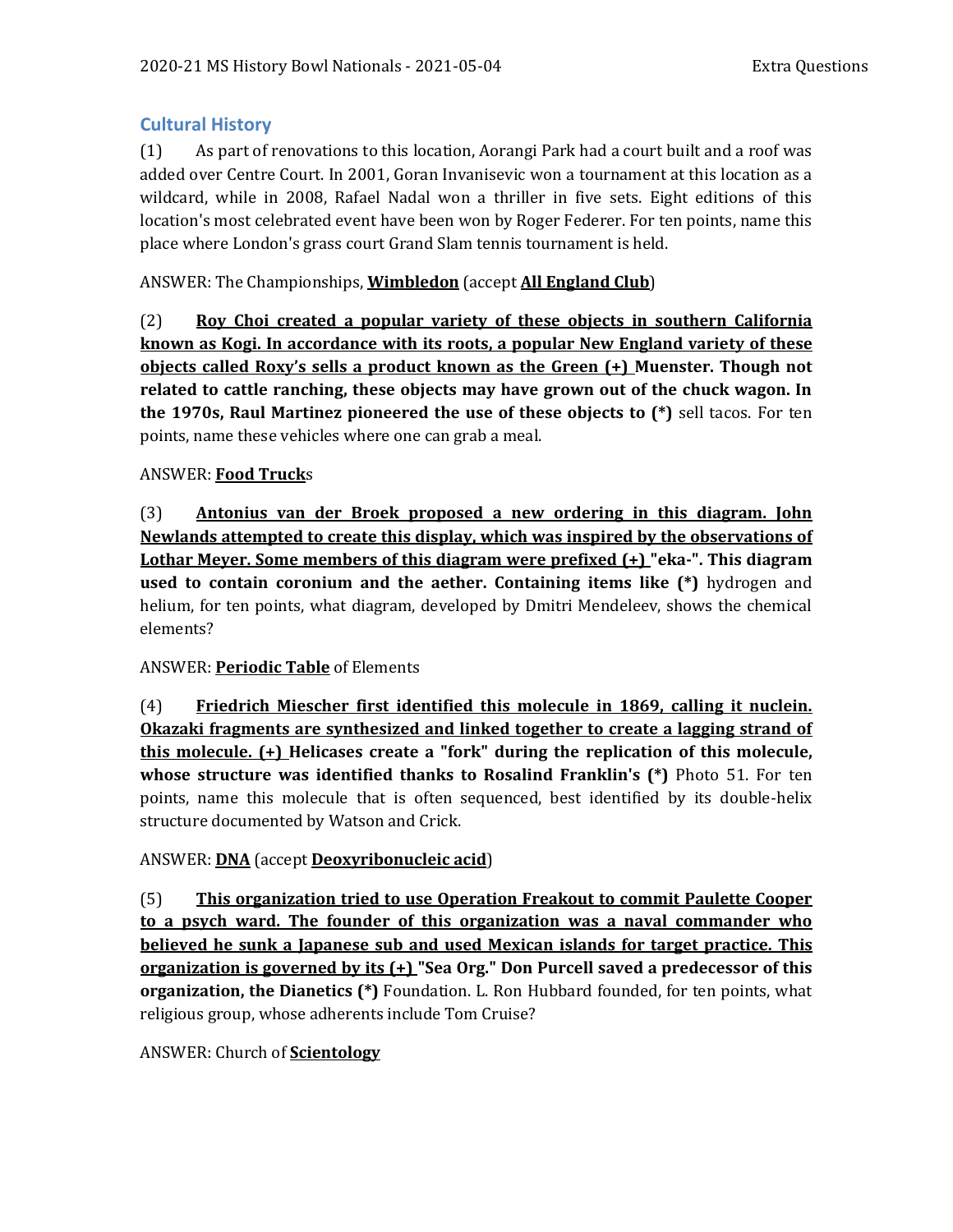## Cultural History

(1) As part of renovations to this location, Aorangi Park had a court built and a roof was added over Centre Court. In 2001, Goran Invanisevic won a tournament at this location as a wildcard, while in 2008, Rafael Nadal won a thriller in five sets. Eight editions of this location's most celebrated event have been won by Roger Federer. For ten points, name this place where London's grass court Grand Slam tennis tournament is held.

ANSWER: The Championships, **<u>Wimbledon</u>** (accept **<u>All England Club</u>**)

(2) **<u>Roy Choi created a popular variety of these objects in southern California known as Kogi. In accordance with its roots, a popular New England variety of these objects called Roxy's sells a product known as the Green (+)</u> Muenster. Though not related to cattle ranching, these objects may have grown out of the chuck wagon. In the 1970s, Raul Martinez pioneered the use of these objects to (\*)** sell tacos. For ten points, name these vehicles where one can grab a meal.

ANSWER: **<u>Food Truck</u>**s

(3) **<u>Antonius van der Broek proposed a new ordering in this diagram. John Newlands attempted to create this display, which was inspired by the observations of Lothar Meyer. Some members of this diagram were prefixed (+)</u> "eka-". This diagram used to contain coronium and the aether. Containing items like (\*)** hydrogen and helium, for ten points, what diagram, developed by Dmitri Mendeleev, shows the chemical elements?

ANSWER: **<u>Periodic Table</u>** of Elements

(4) **<u>Friedrich Miescher first identified this molecule in 1869, calling it nuclein. Okazaki fragments are synthesized and linked together to create a lagging strand of this molecule. (+)</u> Helicases create a "fork" during the replication of this molecule, whose structure was identified thanks to Rosalind Franklin's (\*)** Photo 51. For ten points, name this molecule that is often sequenced, best identified by its double-helix structure documented by Watson and Crick.

ANSWER: **<u>DNA</u>** (accept **<u>Deoxyribonucleic acid</u>**)

(5) **<u>This organization tried to use Operation Freakout to commit Paulette Cooper to a psych ward. The founder of this organization was a naval commander who believed he sunk a Japanese sub and used Mexican islands for target practice. This organization is governed by its (+)</u> "Sea Org." Don Purcell saved a predecessor of this organization, the Dianetics (\*)** Foundation. L. Ron Hubbard founded, for ten points, what religious group, whose adherents include Tom Cruise?

ANSWER: Church of **<u>Scientology</u>**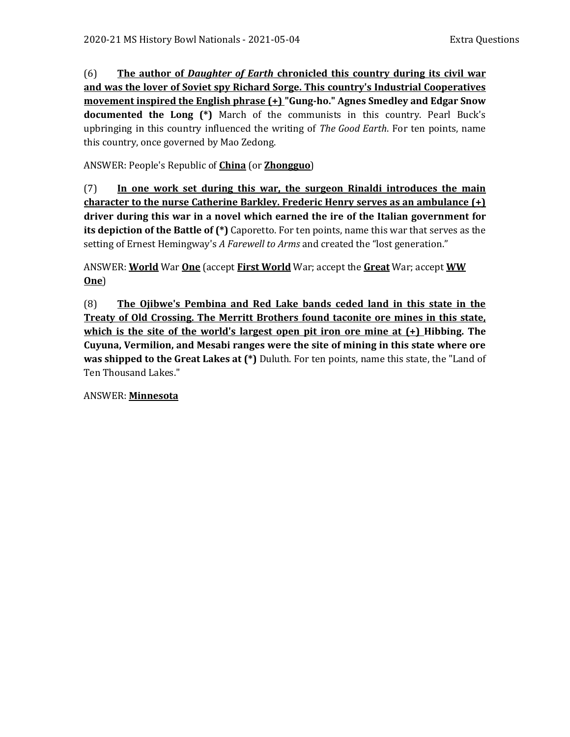(6) **The author of *Daughter of Earth* chronicled this country during its civil war and was the lover of Soviet spy Richard Sorge. This country's Industrial Cooperatives movement inspired the English phrase (+) "Gung-ho." Agnes Smedley and Edgar Snow documented the Long (*)** March of the communists in this country. Pearl Buck's upbringing in this country influenced the writing of *The Good Earth*. For ten points, name this country, once governed by Mao Zedong.

ANSWER: People's Republic of **China** (or **Zhongguo**)

(7) **In one work set during this war, the surgeon Rinaldi introduces the main character to the nurse Catherine Barkley. Frederic Henry serves as an ambulance (+) driver during this war in a novel which earned the ire of the Italian government for its depiction of the Battle of (*)** Caporetto. For ten points, name this war that serves as the setting of Ernest Hemingway's *A Farewell to Arms* and created the "lost generation."

ANSWER: **World** War **One** (accept **First World** War; accept the **Great** War; accept **WW One**)

(8) **The Ojibwe's Pembina and Red Lake bands ceded land in this state in the Treaty of Old Crossing. The Merritt Brothers found taconite ore mines in this state, which is the site of the world's largest open pit iron ore mine at (+) Hibbing. The Cuyuna, Vermilion, and Mesabi ranges were the site of mining in this state where ore was shipped to the Great Lakes at (*)** Duluth. For ten points, name this state, the "Land of Ten Thousand Lakes."

ANSWER: **Minnesota**